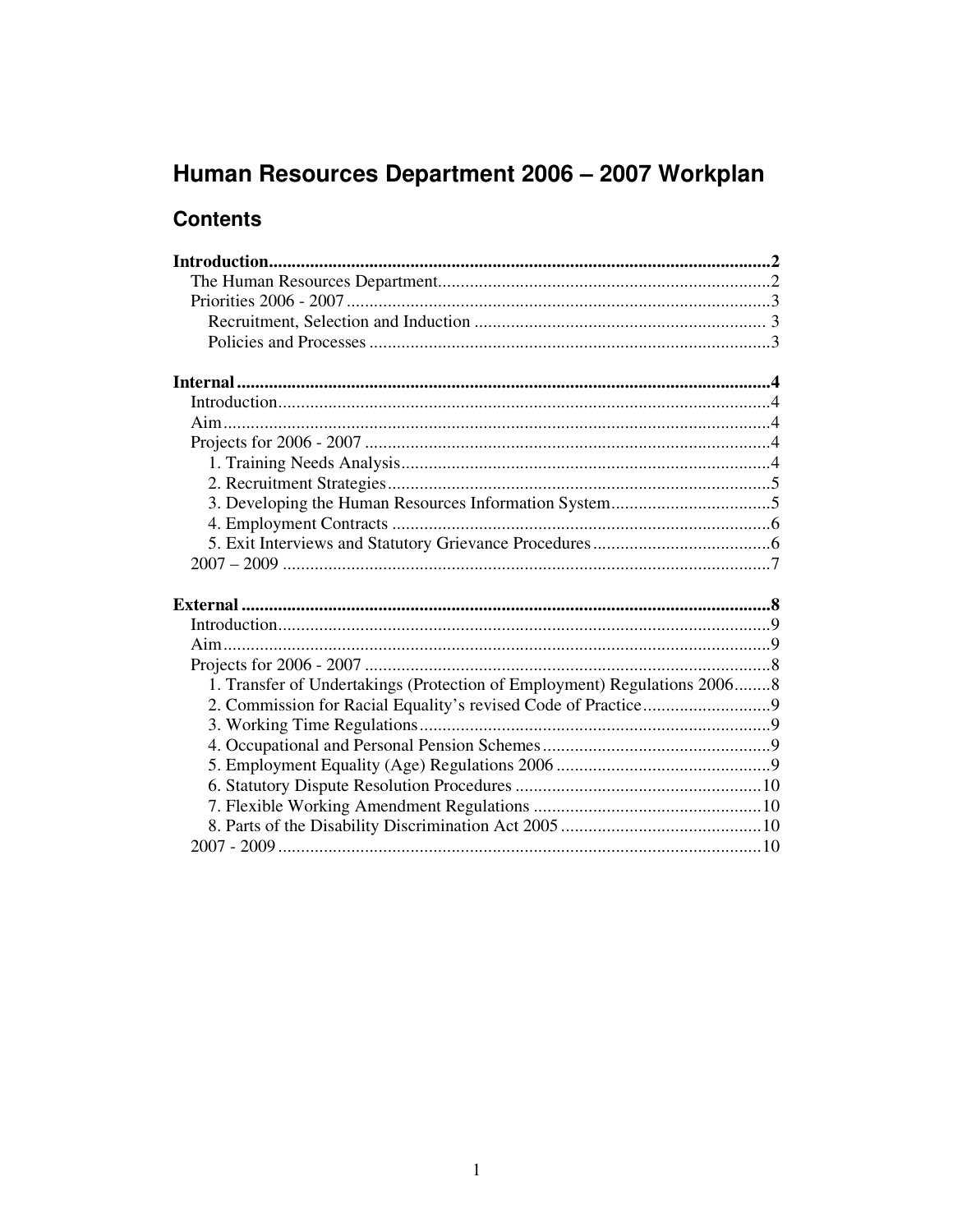# Human Resources Department 2006 – 2007 Workplan

## Contents

**Introduction** .......... 2
- The Human Resources Department .......... 2
- Priorities 2006 - 2007 .......... 3
  - Recruitment, Selection and Induction .......... 3
  - Policies and Processes .......... 3

**Internal** .......... 4
- Introduction .......... 4
- Aim .......... 4
- Projects for 2006 - 2007 .......... 4
  - 1. Training Needs Analysis .......... 4
  - 2. Recruitment Strategies .......... 5
  - 3. Developing the Human Resources Information System .......... 5
  - 4. Employment Contracts .......... 6
  - 5. Exit Interviews and Statutory Grievance Procedures .......... 6
- 2007 – 2009 .......... 7

**External** .......... 8
- Introduction .......... 9
- Aim .......... 9
- Projects for 2006 - 2007 .......... 8
  - 1. Transfer of Undertakings (Protection of Employment) Regulations 2006 .......... 8
  - 2. Commission for Racial Equality's revised Code of Practice .......... 9
  - 3. Working Time Regulations .......... 9
  - 4. Occupational and Personal Pension Schemes .......... 9
  - 5. Employment Equality (Age) Regulations 2006 .......... 9
  - 6. Statutory Dispute Resolution Procedures .......... 10
  - 7. Flexible Working Amendment Regulations .......... 10
  - 8. Parts of the Disability Discrimination Act 2005 .......... 10
- 2007 - 2009 .......... 10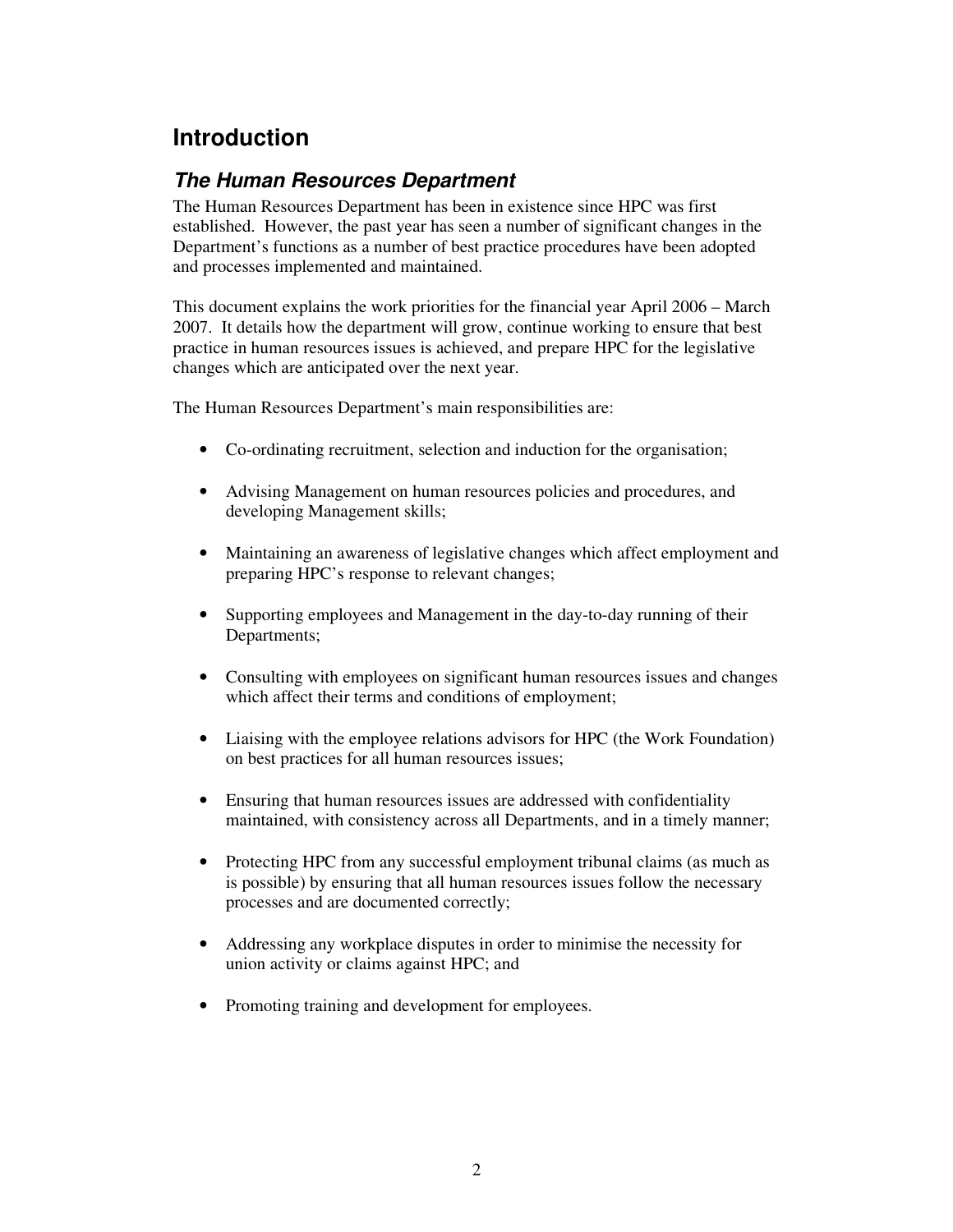# Introduction

## *The Human Resources Department*

The Human Resources Department has been in existence since HPC was first established. However, the past year has seen a number of significant changes in the Department's functions as a number of best practice procedures have been adopted and processes implemented and maintained.

This document explains the work priorities for the financial year April 2006 – March 2007. It details how the department will grow, continue working to ensure that best practice in human resources issues is achieved, and prepare HPC for the legislative changes which are anticipated over the next year.

The Human Resources Department's main responsibilities are:

- Co-ordinating recruitment, selection and induction for the organisation;
- Advising Management on human resources policies and procedures, and developing Management skills;
- Maintaining an awareness of legislative changes which affect employment and preparing HPC's response to relevant changes;
- Supporting employees and Management in the day-to-day running of their Departments;
- Consulting with employees on significant human resources issues and changes which affect their terms and conditions of employment;
- Liaising with the employee relations advisors for HPC (the Work Foundation) on best practices for all human resources issues;
- Ensuring that human resources issues are addressed with confidentiality maintained, with consistency across all Departments, and in a timely manner;
- Protecting HPC from any successful employment tribunal claims (as much as is possible) by ensuring that all human resources issues follow the necessary processes and are documented correctly;
- Addressing any workplace disputes in order to minimise the necessity for union activity or claims against HPC; and
- Promoting training and development for employees.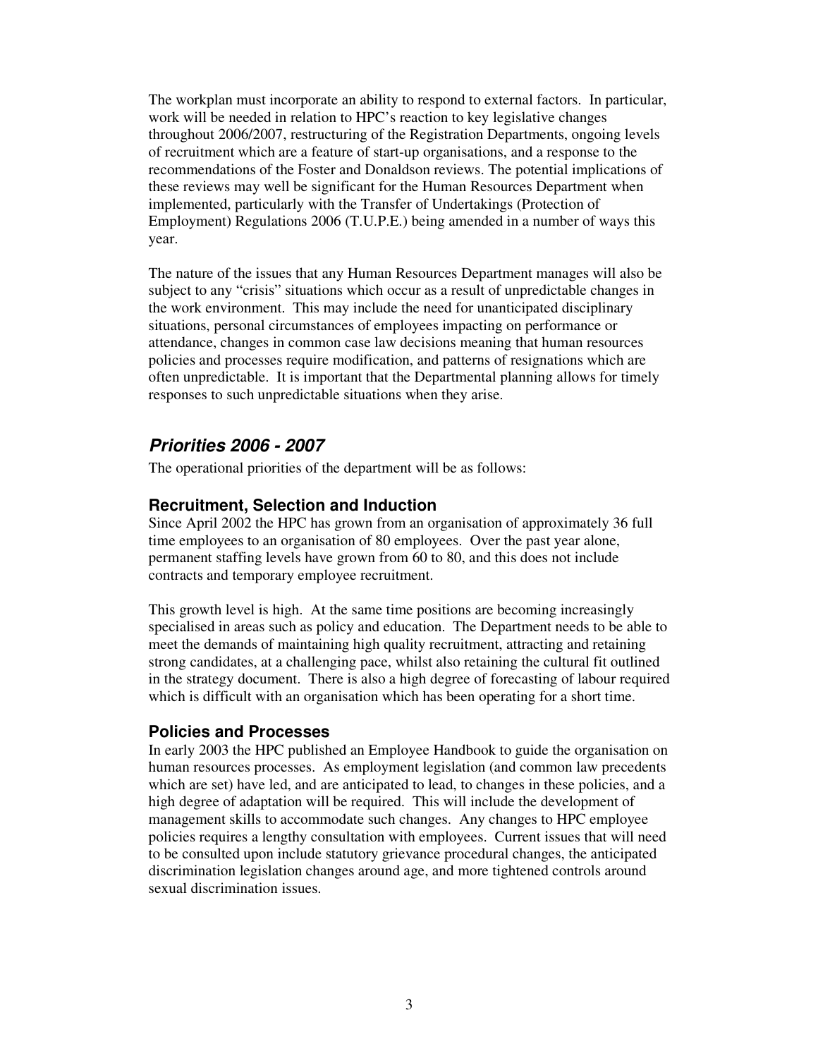The workplan must incorporate an ability to respond to external factors. In particular, work will be needed in relation to HPC's reaction to key legislative changes throughout 2006/2007, restructuring of the Registration Departments, ongoing levels of recruitment which are a feature of start-up organisations, and a response to the recommendations of the Foster and Donaldson reviews. The potential implications of these reviews may well be significant for the Human Resources Department when implemented, particularly with the Transfer of Undertakings (Protection of Employment) Regulations 2006 (T.U.P.E.) being amended in a number of ways this year.

The nature of the issues that any Human Resources Department manages will also be subject to any "crisis" situations which occur as a result of unpredictable changes in the work environment. This may include the need for unanticipated disciplinary situations, personal circumstances of employees impacting on performance or attendance, changes in common case law decisions meaning that human resources policies and processes require modification, and patterns of resignations which are often unpredictable. It is important that the Departmental planning allows for timely responses to such unpredictable situations when they arise.

## *Priorities 2006 - 2007*

The operational priorities of the department will be as follows:

### Recruitment, Selection and Induction

Since April 2002 the HPC has grown from an organisation of approximately 36 full time employees to an organisation of 80 employees. Over the past year alone, permanent staffing levels have grown from 60 to 80, and this does not include contracts and temporary employee recruitment.

This growth level is high. At the same time positions are becoming increasingly specialised in areas such as policy and education. The Department needs to be able to meet the demands of maintaining high quality recruitment, attracting and retaining strong candidates, at a challenging pace, whilst also retaining the cultural fit outlined in the strategy document. There is also a high degree of forecasting of labour required which is difficult with an organisation which has been operating for a short time.

### Policies and Processes

In early 2003 the HPC published an Employee Handbook to guide the organisation on human resources processes. As employment legislation (and common law precedents which are set) have led, and are anticipated to lead, to changes in these policies, and a high degree of adaptation will be required. This will include the development of management skills to accommodate such changes. Any changes to HPC employee policies requires a lengthy consultation with employees. Current issues that will need to be consulted upon include statutory grievance procedural changes, the anticipated discrimination legislation changes around age, and more tightened controls around sexual discrimination issues.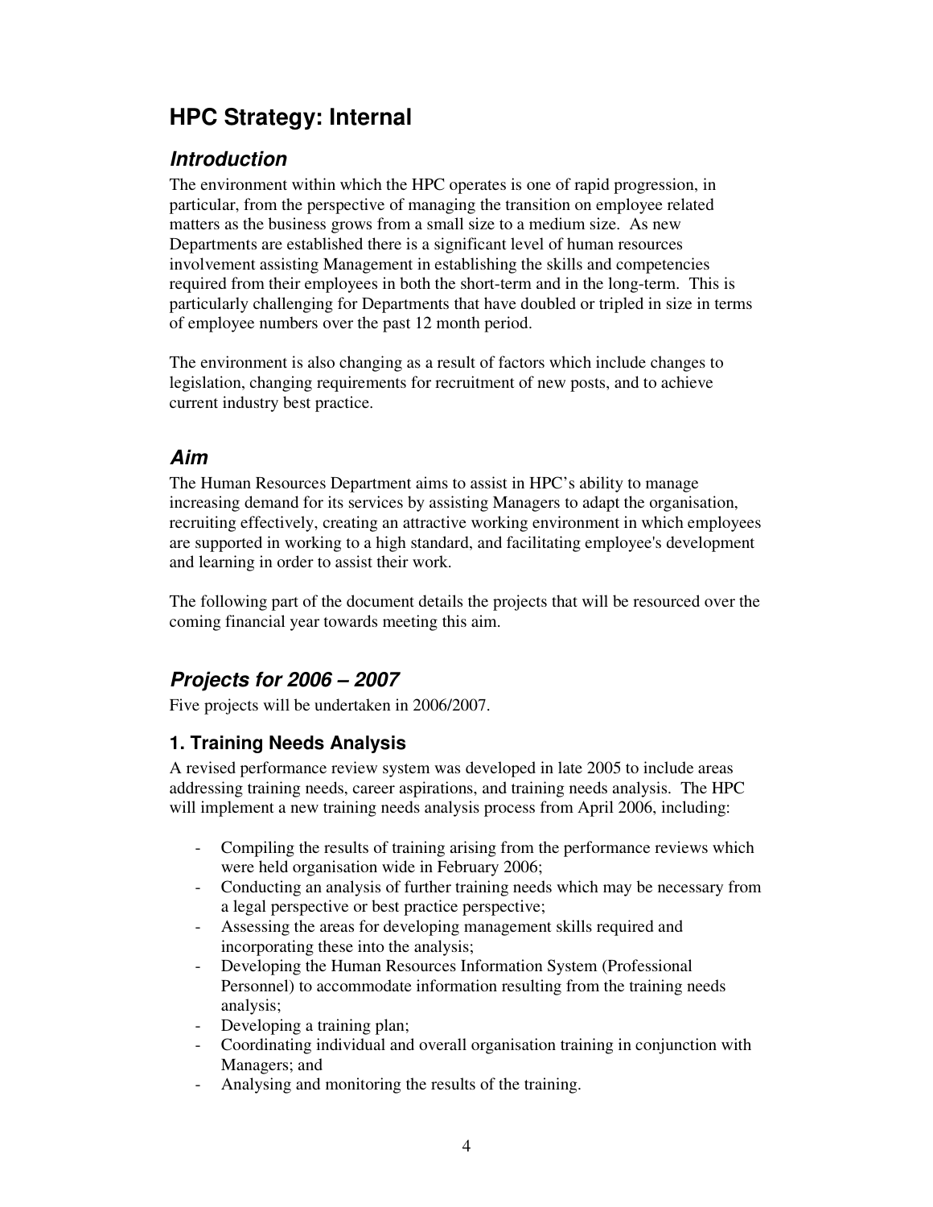# HPC Strategy: Internal

## *Introduction*

The environment within which the HPC operates is one of rapid progression, in particular, from the perspective of managing the transition on employee related matters as the business grows from a small size to a medium size. As new Departments are established there is a significant level of human resources involvement assisting Management in establishing the skills and competencies required from their employees in both the short-term and in the long-term. This is particularly challenging for Departments that have doubled or tripled in size in terms of employee numbers over the past 12 month period.

The environment is also changing as a result of factors which include changes to legislation, changing requirements for recruitment of new posts, and to achieve current industry best practice.

## *Aim*

The Human Resources Department aims to assist in HPC's ability to manage increasing demand for its services by assisting Managers to adapt the organisation, recruiting effectively, creating an attractive working environment in which employees are supported in working to a high standard, and facilitating employee's development and learning in order to assist their work.

The following part of the document details the projects that will be resourced over the coming financial year towards meeting this aim.

## *Projects for 2006 – 2007*

Five projects will be undertaken in 2006/2007.

### 1. Training Needs Analysis

A revised performance review system was developed in late 2005 to include areas addressing training needs, career aspirations, and training needs analysis. The HPC will implement a new training needs analysis process from April 2006, including:

- Compiling the results of training arising from the performance reviews which were held organisation wide in February 2006;
- Conducting an analysis of further training needs which may be necessary from a legal perspective or best practice perspective;
- Assessing the areas for developing management skills required and incorporating these into the analysis;
- Developing the Human Resources Information System (Professional Personnel) to accommodate information resulting from the training needs analysis;
- Developing a training plan;
- Coordinating individual and overall organisation training in conjunction with Managers; and
- Analysing and monitoring the results of the training.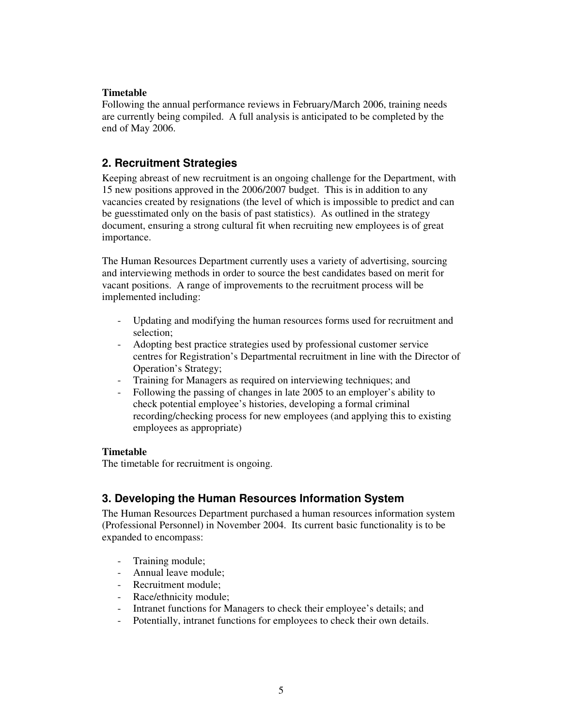**Timetable**

Following the annual performance reviews in February/March 2006, training needs are currently being compiled. A full analysis is anticipated to be completed by the end of May 2006.

## 2. Recruitment Strategies

Keeping abreast of new recruitment is an ongoing challenge for the Department, with 15 new positions approved in the 2006/2007 budget. This is in addition to any vacancies created by resignations (the level of which is impossible to predict and can be guesstimated only on the basis of past statistics). As outlined in the strategy document, ensuring a strong cultural fit when recruiting new employees is of great importance.

The Human Resources Department currently uses a variety of advertising, sourcing and interviewing methods in order to source the best candidates based on merit for vacant positions. A range of improvements to the recruitment process will be implemented including:

- Updating and modifying the human resources forms used for recruitment and selection;
- Adopting best practice strategies used by professional customer service centres for Registration's Departmental recruitment in line with the Director of Operation's Strategy;
- Training for Managers as required on interviewing techniques; and
- Following the passing of changes in late 2005 to an employer's ability to check potential employee's histories, developing a formal criminal recording/checking process for new employees (and applying this to existing employees as appropriate)

**Timetable**

The timetable for recruitment is ongoing.

## 3. Developing the Human Resources Information System

The Human Resources Department purchased a human resources information system (Professional Personnel) in November 2004. Its current basic functionality is to be expanded to encompass:

- Training module;
- Annual leave module;
- Recruitment module;
- Race/ethnicity module;
- Intranet functions for Managers to check their employee's details; and
- Potentially, intranet functions for employees to check their own details.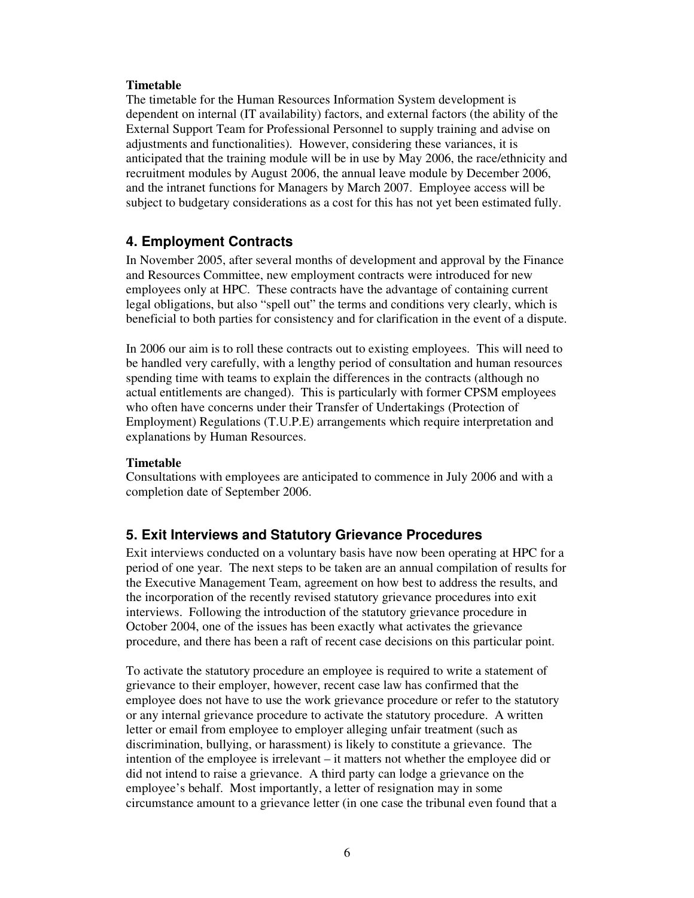**Timetable**

The timetable for the Human Resources Information System development is dependent on internal (IT availability) factors, and external factors (the ability of the External Support Team for Professional Personnel to supply training and advise on adjustments and functionalities). However, considering these variances, it is anticipated that the training module will be in use by May 2006, the race/ethnicity and recruitment modules by August 2006, the annual leave module by December 2006, and the intranet functions for Managers by March 2007. Employee access will be subject to budgetary considerations as a cost for this has not yet been estimated fully.

## 4. Employment Contracts

In November 2005, after several months of development and approval by the Finance and Resources Committee, new employment contracts were introduced for new employees only at HPC. These contracts have the advantage of containing current legal obligations, but also "spell out" the terms and conditions very clearly, which is beneficial to both parties for consistency and for clarification in the event of a dispute.

In 2006 our aim is to roll these contracts out to existing employees. This will need to be handled very carefully, with a lengthy period of consultation and human resources spending time with teams to explain the differences in the contracts (although no actual entitlements are changed). This is particularly with former CPSM employees who often have concerns under their Transfer of Undertakings (Protection of Employment) Regulations (T.U.P.E) arrangements which require interpretation and explanations by Human Resources.

**Timetable**

Consultations with employees are anticipated to commence in July 2006 and with a completion date of September 2006.

## 5. Exit Interviews and Statutory Grievance Procedures

Exit interviews conducted on a voluntary basis have now been operating at HPC for a period of one year. The next steps to be taken are an annual compilation of results for the Executive Management Team, agreement on how best to address the results, and the incorporation of the recently revised statutory grievance procedures into exit interviews. Following the introduction of the statutory grievance procedure in October 2004, one of the issues has been exactly what activates the grievance procedure, and there has been a raft of recent case decisions on this particular point.

To activate the statutory procedure an employee is required to write a statement of grievance to their employer, however, recent case law has confirmed that the employee does not have to use the work grievance procedure or refer to the statutory or any internal grievance procedure to activate the statutory procedure. A written letter or email from employee to employer alleging unfair treatment (such as discrimination, bullying, or harassment) is likely to constitute a grievance. The intention of the employee is irrelevant – it matters not whether the employee did or did not intend to raise a grievance. A third party can lodge a grievance on the employee's behalf. Most importantly, a letter of resignation may in some circumstance amount to a grievance letter (in one case the tribunal even found that a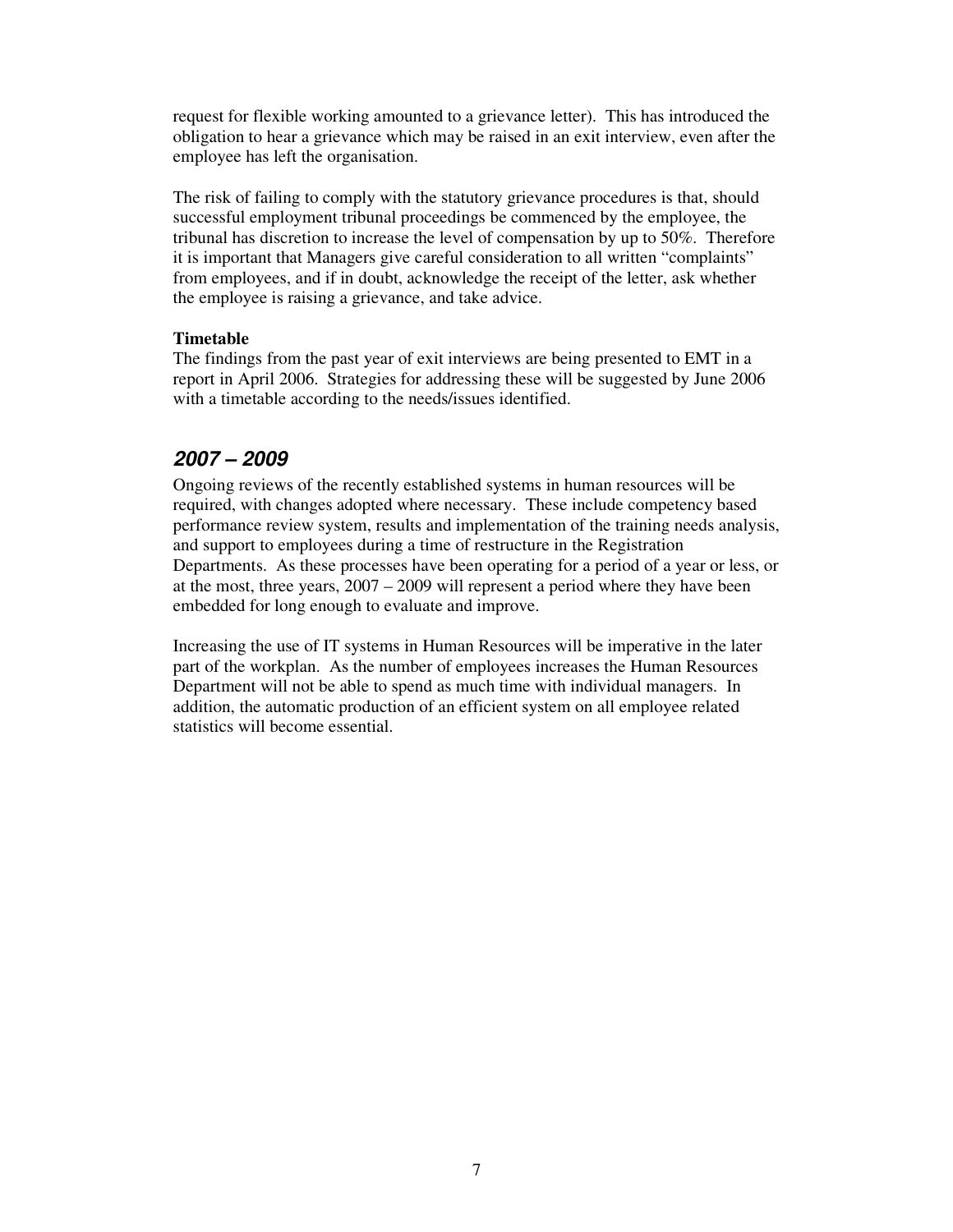request for flexible working amounted to a grievance letter). This has introduced the obligation to hear a grievance which may be raised in an exit interview, even after the employee has left the organisation.

The risk of failing to comply with the statutory grievance procedures is that, should successful employment tribunal proceedings be commenced by the employee, the tribunal has discretion to increase the level of compensation by up to 50%. Therefore it is important that Managers give careful consideration to all written "complaints" from employees, and if in doubt, acknowledge the receipt of the letter, ask whether the employee is raising a grievance, and take advice.

**Timetable**

The findings from the past year of exit interviews are being presented to EMT in a report in April 2006. Strategies for addressing these will be suggested by June 2006 with a timetable according to the needs/issues identified.

## *2007 – 2009*

Ongoing reviews of the recently established systems in human resources will be required, with changes adopted where necessary. These include competency based performance review system, results and implementation of the training needs analysis, and support to employees during a time of restructure in the Registration Departments. As these processes have been operating for a period of a year or less, or at the most, three years, 2007 – 2009 will represent a period where they have been embedded for long enough to evaluate and improve.

Increasing the use of IT systems in Human Resources will be imperative in the later part of the workplan. As the number of employees increases the Human Resources Department will not be able to spend as much time with individual managers. In addition, the automatic production of an efficient system on all employee related statistics will become essential.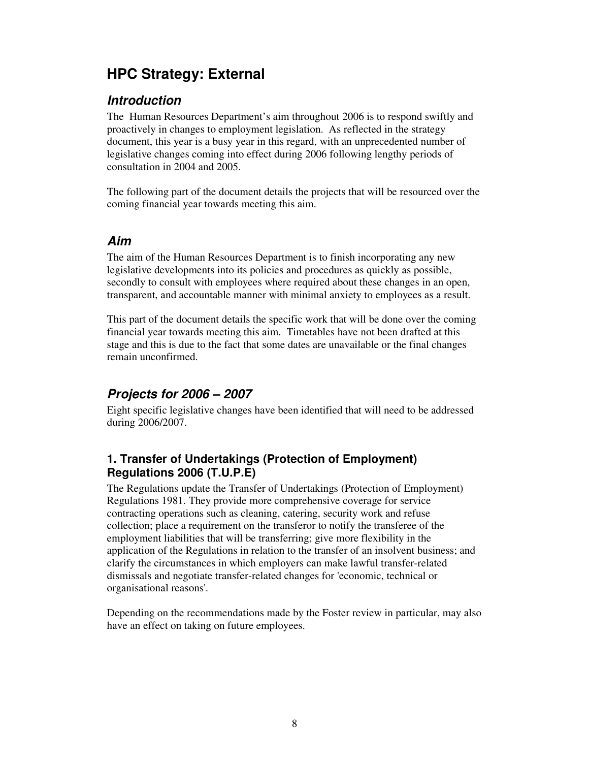# HPC Strategy: External

## *Introduction*

The Human Resources Department's aim throughout 2006 is to respond swiftly and proactively in changes to employment legislation. As reflected in the strategy document, this year is a busy year in this regard, with an unprecedented number of legislative changes coming into effect during 2006 following lengthy periods of consultation in 2004 and 2005.

The following part of the document details the projects that will be resourced over the coming financial year towards meeting this aim.

## *Aim*

The aim of the Human Resources Department is to finish incorporating any new legislative developments into its policies and procedures as quickly as possible, secondly to consult with employees where required about these changes in an open, transparent, and accountable manner with minimal anxiety to employees as a result.

This part of the document details the specific work that will be done over the coming financial year towards meeting this aim. Timetables have not been drafted at this stage and this is due to the fact that some dates are unavailable or the final changes remain unconfirmed.

## *Projects for 2006 – 2007*

Eight specific legislative changes have been identified that will need to be addressed during 2006/2007.

### 1. Transfer of Undertakings (Protection of Employment) Regulations 2006 (T.U.P.E)

The Regulations update the Transfer of Undertakings (Protection of Employment) Regulations 1981. They provide more comprehensive coverage for service contracting operations such as cleaning, catering, security work and refuse collection; place a requirement on the transferor to notify the transferee of the employment liabilities that will be transferring; give more flexibility in the application of the Regulations in relation to the transfer of an insolvent business; and clarify the circumstances in which employers can make lawful transfer-related dismissals and negotiate transfer-related changes for 'economic, technical or organisational reasons'.

Depending on the recommendations made by the Foster review in particular, may also have an effect on taking on future employees.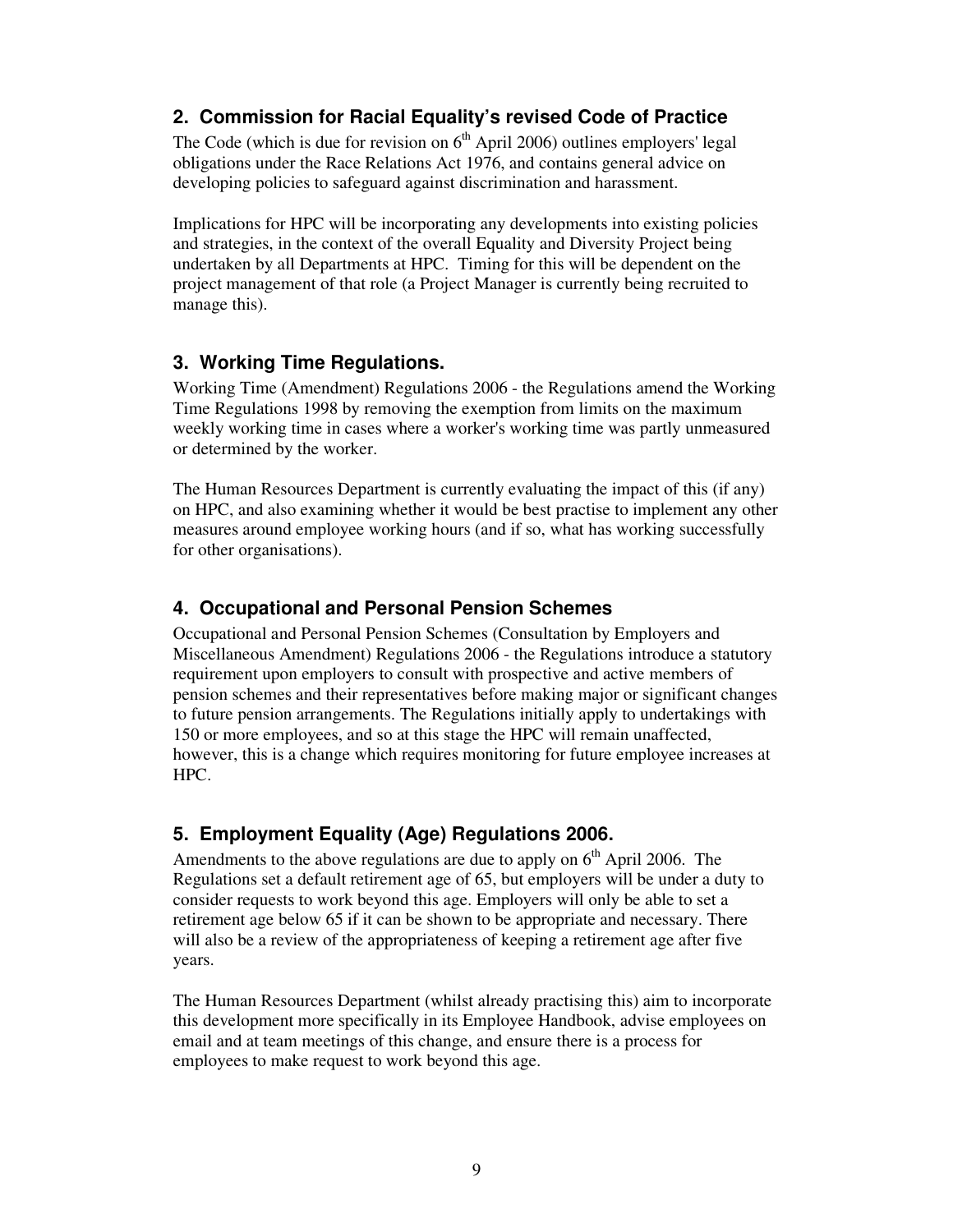## 2. Commission for Racial Equality's revised Code of Practice

The Code (which is due for revision on 6th April 2006) outlines employers' legal obligations under the Race Relations Act 1976, and contains general advice on developing policies to safeguard against discrimination and harassment.

Implications for HPC will be incorporating any developments into existing policies and strategies, in the context of the overall Equality and Diversity Project being undertaken by all Departments at HPC. Timing for this will be dependent on the project management of that role (a Project Manager is currently being recruited to manage this).

## 3. Working Time Regulations.

Working Time (Amendment) Regulations 2006 - the Regulations amend the Working Time Regulations 1998 by removing the exemption from limits on the maximum weekly working time in cases where a worker's working time was partly unmeasured or determined by the worker.

The Human Resources Department is currently evaluating the impact of this (if any) on HPC, and also examining whether it would be best practise to implement any other measures around employee working hours (and if so, what has working successfully for other organisations).

## 4. Occupational and Personal Pension Schemes

Occupational and Personal Pension Schemes (Consultation by Employers and Miscellaneous Amendment) Regulations 2006 - the Regulations introduce a statutory requirement upon employers to consult with prospective and active members of pension schemes and their representatives before making major or significant changes to future pension arrangements. The Regulations initially apply to undertakings with 150 or more employees, and so at this stage the HPC will remain unaffected, however, this is a change which requires monitoring for future employee increases at HPC.

## 5. Employment Equality (Age) Regulations 2006.

Amendments to the above regulations are due to apply on 6th April 2006. The Regulations set a default retirement age of 65, but employers will be under a duty to consider requests to work beyond this age. Employers will only be able to set a retirement age below 65 if it can be shown to be appropriate and necessary. There will also be a review of the appropriateness of keeping a retirement age after five years.

The Human Resources Department (whilst already practising this) aim to incorporate this development more specifically in its Employee Handbook, advise employees on email and at team meetings of this change, and ensure there is a process for employees to make request to work beyond this age.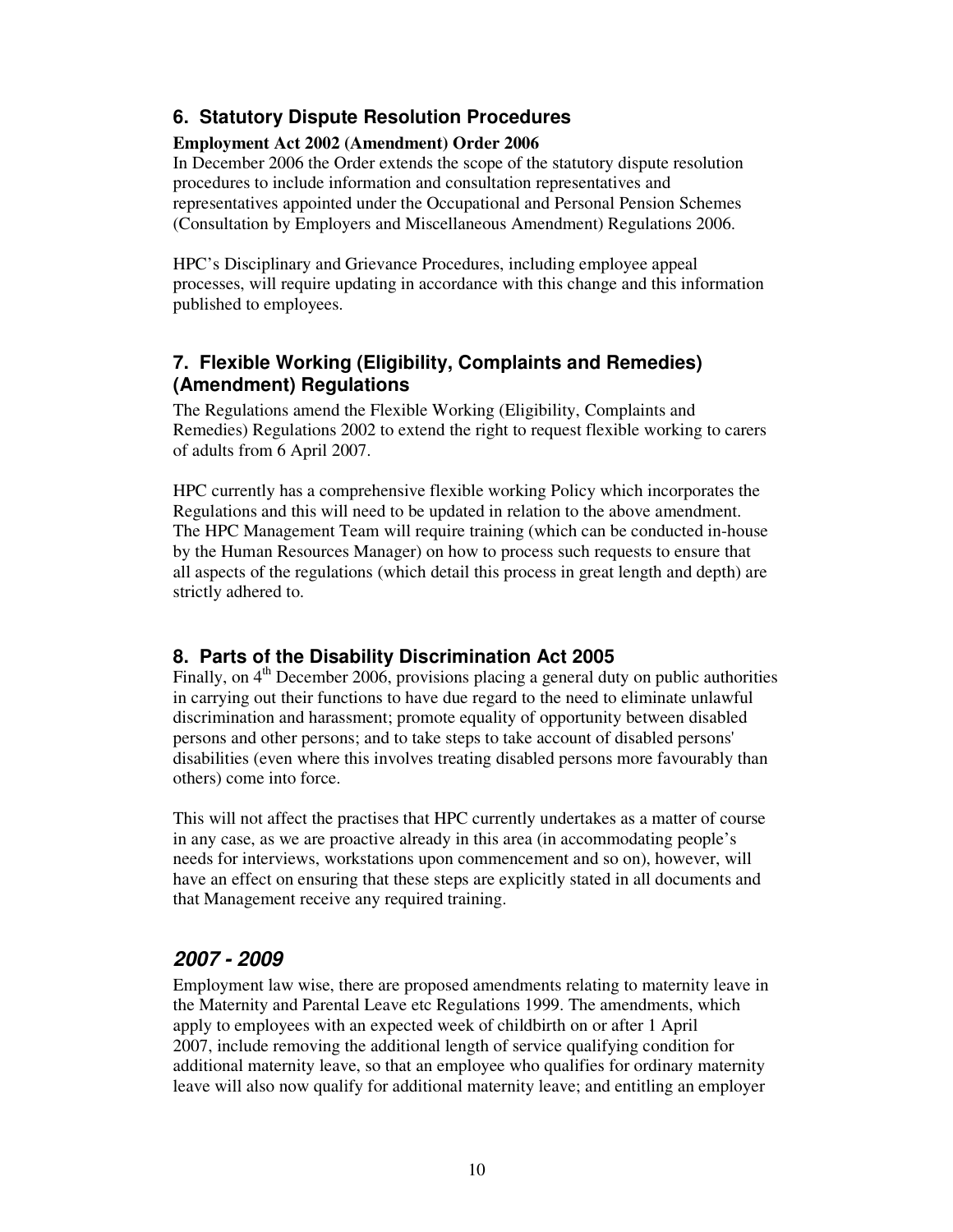## 6. Statistical Dispute Resolution Procedures

**Employment Act 2002 (Amendment) Order 2006**

In December 2006 the Order extends the scope of the statutory dispute resolution procedures to include information and consultation representatives and representatives appointed under the Occupational and Personal Pension Schemes (Consultation by Employers and Miscellaneous Amendment) Regulations 2006.

HPC's Disciplinary and Grievance Procedures, including employee appeal processes, will require updating in accordance with this change and this information published to employees.

## 7. Flexible Working (Eligibility, Complaints and Remedies) (Amendment) Regulations

The Regulations amend the Flexible Working (Eligibility, Complaints and Remedies) Regulations 2002 to extend the right to request flexible working to carers of adults from 6 April 2007.

HPC currently has a comprehensive flexible working Policy which incorporates the Regulations and this will need to be updated in relation to the above amendment. The HPC Management Team will require training (which can be conducted in-house by the Human Resources Manager) on how to process such requests to ensure that all aspects of the regulations (which detail this process in great length and depth) are strictly adhered to.

## 8. Parts of the Disability Discrimination Act 2005

Finally, on 4th December 2006, provisions placing a general duty on public authorities in carrying out their functions to have due regard to the need to eliminate unlawful discrimination and harassment; promote equality of opportunity between disabled persons and other persons; and to take steps to take account of disabled persons' disabilities (even where this involves treating disabled persons more favourably than others) come into force.

This will not affect the practises that HPC currently undertakes as a matter of course in any case, as we are proactive already in this area (in accommodating people's needs for interviews, workstations upon commencement and so on), however, will have an effect on ensuring that these steps are explicitly stated in all documents and that Management receive any required training.

## *2007 - 2009*

Employment law wise, there are proposed amendments relating to maternity leave in the Maternity and Parental Leave etc Regulations 1999. The amendments, which apply to employees with an expected week of childbirth on or after 1 April 2007, include removing the additional length of service qualifying condition for additional maternity leave, so that an employee who qualifies for ordinary maternity leave will also now qualify for additional maternity leave; and entitling an employer

## 6. Statutory Dispute Resolution Procedures

**Employment Act 2002 (Amendment) Order 2006**

In December 2006 the Order extends the scope of the statutory dispute resolution procedures to include information and consultation representatives and representatives appointed under the Occupational and Personal Pension Schemes (Consultation by Employers and Miscellaneous Amendment) Regulations 2006.

HPC's Disciplinary and Grievance Procedures, including employee appeal processes, will require updating in accordance with this change and this information published to employees.

## 7. Flexible Working (Eligibility, Complaints and Remedies) (Amendment) Regulations

The Regulations amend the Flexible Working (Eligibility, Complaints and Remedies) Regulations 2002 to extend the right to request flexible working to carers of adults from 6 April 2007.

HPC currently has a comprehensive flexible working Policy which incorporates the Regulations and this will need to be updated in relation to the above amendment. The HPC Management Team will require training (which can be conducted in-house by the Human Resources Manager) on how to process such requests to ensure that all aspects of the regulations (which detail this process in great length and depth) are strictly adhered to.

## 8. Parts of the Disability Discrimination Act 2005

Finally, on 4th December 2006, provisions placing a general duty on public authorities in carrying out their functions to have due regard to the need to eliminate unlawful discrimination and harassment; promote equality of opportunity between disabled persons and other persons; and to take steps to take account of disabled persons' disabilities (even where this involves treating disabled persons more favourably than others) come into force.

This will not affect the practises that HPC currently undertakes as a matter of course in any case, as we are proactive already in this area (in accommodating people's needs for interviews, workstations upon commencement and so on), however, will have an effect on ensuring that these steps are explicitly stated in all documents and that Management receive any required training.

## *2007 - 2009*

Employment law wise, there are proposed amendments relating to maternity leave in the Maternity and Parental Leave etc Regulations 1999. The amendments, which apply to employees with an expected week of childbirth on or after 1 April 2007, include removing the additional length of service qualifying condition for additional maternity leave, so that an employee who qualifies for ordinary maternity leave will also now qualify for additional maternity leave; and entitling an employer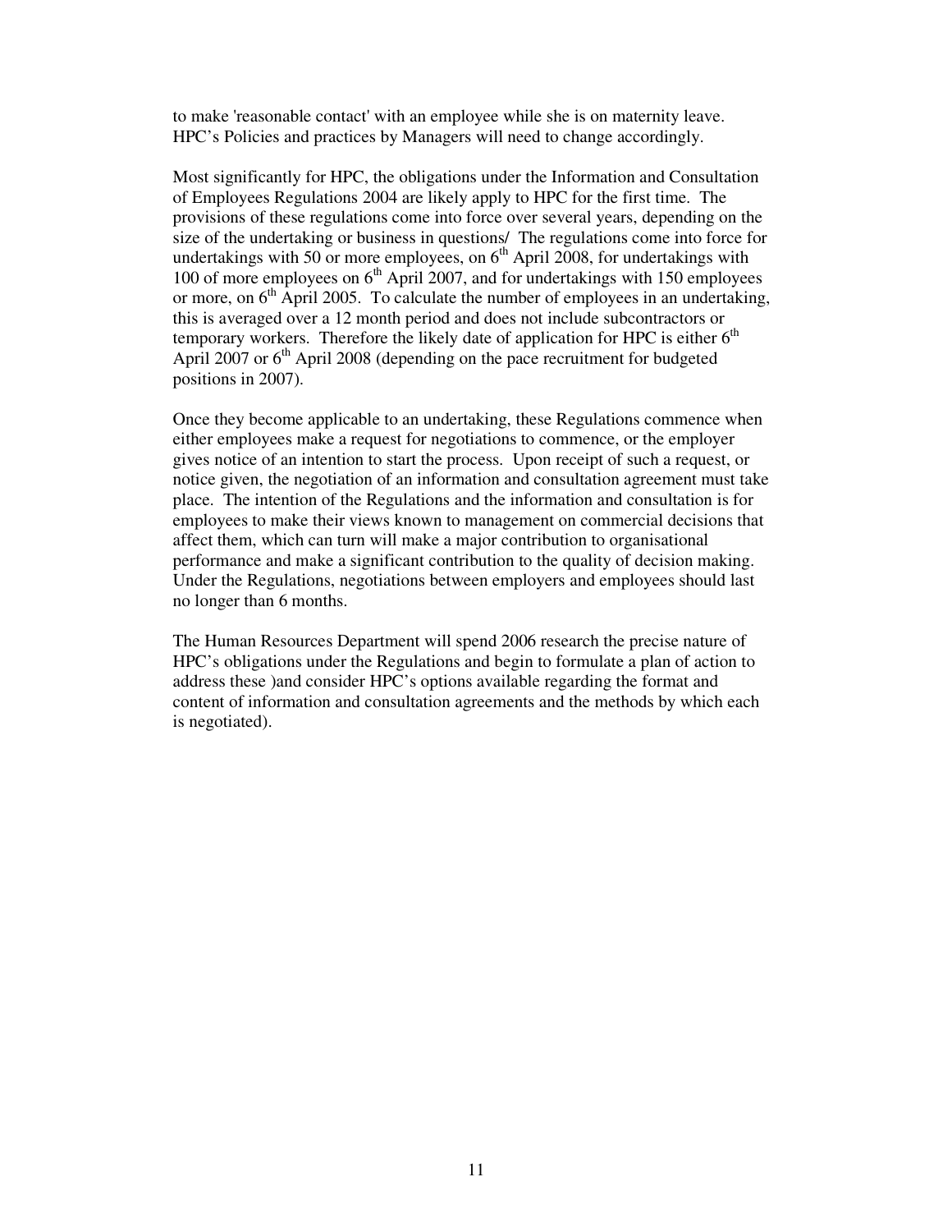to make 'reasonable contact' with an employee while she is on maternity leave. HPC's Policies and practices by Managers will need to change accordingly.

Most significantly for HPC, the obligations under the Information and Consultation of Employees Regulations 2004 are likely apply to HPC for the first time. The provisions of these regulations come into force over several years, depending on the size of the undertaking or business in questions/ The regulations come into force for undertakings with 50 or more employees, on 6th April 2008, for undertakings with 100 of more employees on 6th April 2007, and for undertakings with 150 employees or more, on 6th April 2005. To calculate the number of employees in an undertaking, this is averaged over a 12 month period and does not include subcontractors or temporary workers. Therefore the likely date of application for HPC is either 6th April 2007 or 6th April 2008 (depending on the pace recruitment for budgeted positions in 2007).

Once they become applicable to an undertaking, these Regulations commence when either employees make a request for negotiations to commence, or the employer gives notice of an intention to start the process. Upon receipt of such a request, or notice given, the negotiation of an information and consultation agreement must take place. The intention of the Regulations and the information and consultation is for employees to make their views known to management on commercial decisions that affect them, which can turn will make a major contribution to organisational performance and make a significant contribution to the quality of decision making. Under the Regulations, negotiations between employers and employees should last no longer than 6 months.

The Human Resources Department will spend 2006 research the precise nature of HPC's obligations under the Regulations and begin to formulate a plan of action to address these )and consider HPC's options available regarding the format and content of information and consultation agreements and the methods by which each is negotiated).